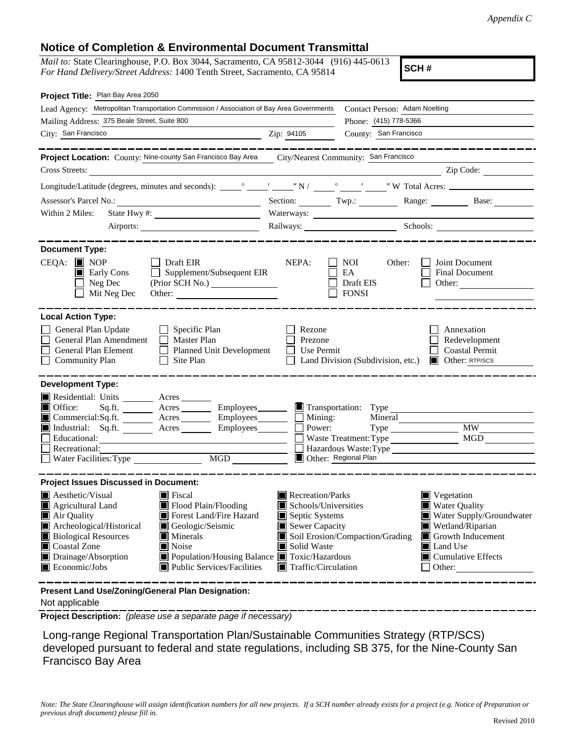*Appendix C*

## Notice of Completion & Environmental Document Transmittal

*Mail to:* State Clearinghouse, P.O. Box 3044, Sacramento, CA 95812-3044 (916) 445-0613
*For Hand Delivery/Street Address:* 1400 Tenth Street, Sacramento, CA 95814

**SCH #**

**Project Title:** Plan Bay Area 2050

Lead Agency: Metropolitan Transportation Commission / Association of Bay Area Governments
Contact Person: Adam Noelting
Mailing Address: 375 Beale Street, Suite 800
Phone: (415) 778-5366
City: San Francisco
Zip: 94105
County: San Francisco

---

**Project Location:** County: Nine-county San Francisco Bay Area
City/Nearest Community: San Francisco
Cross Streets:
Zip Code:
Longitude/Latitude (degrees, minutes and seconds): ___° ___′ ___″ N / ___° ___′ ___″ W Total Acres:
Assessor's Parcel No.:
Section: Twp.: Range: Base:
Within 2 Miles: State Hwy #:
Waterways:
Airports:
Railways:
Schools:

---

**Document Type:**

CEQA:
- [x] NOP
- [x] Early Cons
- [ ] Neg Dec
- [ ] Mit Neg Dec
- [ ] Draft EIR
- [ ] Supplement/Subsequent EIR (Prior SCH No.)
- Other:

NEPA:
- [ ] NOI
- [ ] EA
- [ ] Draft EIS
- [ ] FONSI

Other:
- [ ] Joint Document
- [ ] Final Document
- [ ] Other:

---

**Local Action Type:**

- [ ] General Plan Update
- [ ] General Plan Amendment
- [ ] General Plan Element
- [ ] Community Plan
- [ ] Specific Plan
- [ ] Master Plan
- [ ] Planned Unit Development
- [ ] Site Plan
- [ ] Rezone
- [ ] Prezone
- [ ] Use Permit
- [ ] Land Division (Subdivision, etc.)
- [ ] Annexation
- [ ] Redevelopment
- [ ] Coastal Permit
- [x] Other: RTP/SCS

---

**Development Type:**

- [x] Residential: Units ___ Acres ___
- [x] Office: Sq.ft. ___ Acres ___ Employees ___
- [x] Commercial: Sq.ft. ___ Acres ___ Employees ___
- [x] Industrial: Sq.ft. ___ Acres ___ Employees ___
- [ ] Educational:
- [ ] Recreational:
- [ ] Water Facilities: Type ___ MGD ___
- [x] Transportation: Type
- [ ] Mining: Mineral
- [ ] Power: Type ___ MW
- [ ] Waste Treatment: Type ___ MGD
- [ ] Hazardous Waste: Type
- [x] Other: Regional Plan

---

**Project Issues Discussed in Document:**

- [x] Aesthetic/Visual
- [x] Agricultural Land
- [x] Air Quality
- [x] Archeological/Historical
- [x] Biological Resources
- [x] Coastal Zone
- [x] Drainage/Absorption
- [x] Economic/Jobs
- [x] Fiscal
- [x] Flood Plain/Flooding
- [x] Forest Land/Fire Hazard
- [x] Geologic/Seismic
- [x] Minerals
- [x] Noise
- [x] Population/Housing Balance
- [x] Public Services/Facilities
- [x] Recreation/Parks
- [x] Schools/Universities
- [x] Septic Systems
- [x] Sewer Capacity
- [x] Soil Erosion/Compaction/Grading
- [x] Solid Waste
- [x] Toxic/Hazardous
- [x] Traffic/Circulation
- [x] Vegetation
- [x] Water Quality
- [x] Water Supply/Groundwater
- [x] Wetland/Riparian
- [x] Growth Inducement
- [x] Land Use
- [x] Cumulative Effects
- [ ] Other:

---

**Present Land Use/Zoning/General Plan Designation:**

Not applicable

**Project Description:** *(please use a separate page if necessary)*

Long-range Regional Transportation Plan/Sustainable Communities Strategy (RTP/SCS) developed pursuant to federal and state regulations, including SB 375, for the Nine-County San Francisco Bay Area

*Note: The State Clearinghouse will assign identification numbers for all new projects. If a SCH number already exists for a project (e.g. Notice of Preparation or previous draft document) please fill in.*

Revised 2010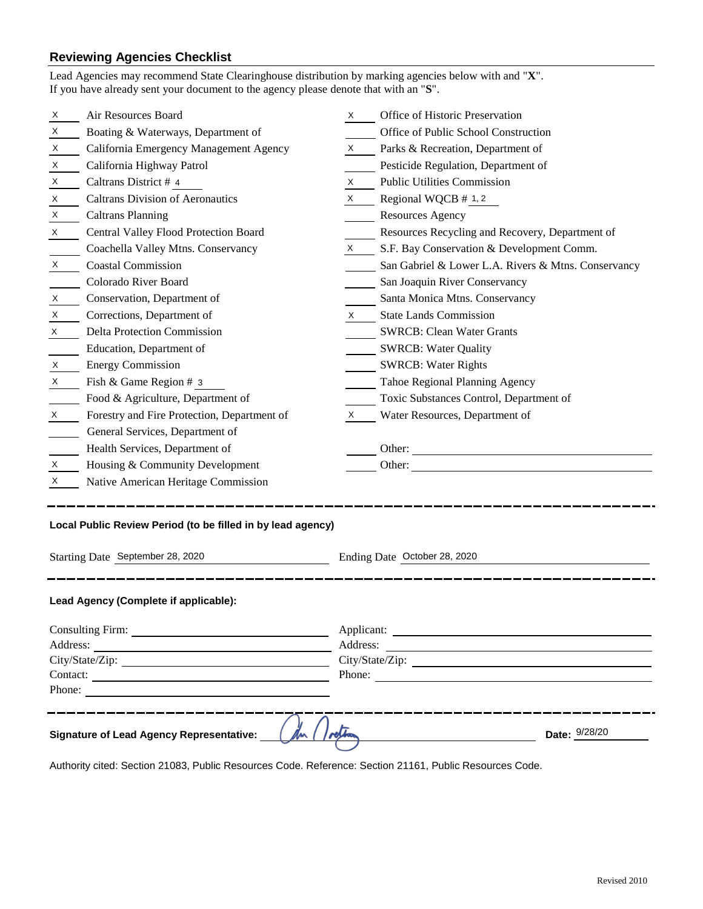## Reviewing Agencies Checklist

Lead Agencies may recommend State Clearinghouse distribution by marking agencies below with and "**X**".
If you have already sent your document to the agency please denote that with an "**S**".

| | | | |
|---|---|---|---|
| X | Air Resources Board | X | Office of Historic Preservation |
| X | Boating & Waterways, Department of | | Office of Public School Construction |
| X | California Emergency Management Agency | X | Parks & Recreation, Department of |
| X | California Highway Patrol | | Pesticide Regulation, Department of |
| X | Caltrans District # 4 | X | Public Utilities Commission |
| X | Caltrans Division of Aeronautics | X | Regional WQCB # 1, 2 |
| X | Caltrans Planning | | Resources Agency |
| X | Central Valley Flood Protection Board | | Resources Recycling and Recovery, Department of |
| | Coachella Valley Mtns. Conservancy | X | S.F. Bay Conservation & Development Comm. |
| X | Coastal Commission | | San Gabriel & Lower L.A. Rivers & Mtns. Conservancy |
| | Colorado River Board | | San Joaquin River Conservancy |
| X | Conservation, Department of | | Santa Monica Mtns. Conservancy |
| X | Corrections, Department of | X | State Lands Commission |
| X | Delta Protection Commission | | SWRCB: Clean Water Grants |
| | Education, Department of | | SWRCB: Water Quality |
| X | Energy Commission | | SWRCB: Water Rights |
| X | Fish & Game Region # 3 | | Tahoe Regional Planning Agency |
| | Food & Agriculture, Department of | | Toxic Substances Control, Department of |
| X | Forestry and Fire Protection, Department of | X | Water Resources, Department of |
| | General Services, Department of | | |
| | Health Services, Department of | | Other: |
| X | Housing & Community Development | | Other: |
| X | Native American Heritage Commission | | |

---

**Local Public Review Period (to be filled in by lead agency)**

Starting Date September 28, 2020 Ending Date October 28, 2020

---

**Lead Agency (Complete if applicable):**

| | |
|---|---|
| Consulting Firm: | Applicant: |
| Address: | Address: |
| City/State/Zip: | City/State/Zip: |
| Contact: | Phone: |
| Phone: | |

---

**Signature of Lead Agency Representative:** [signature] **Date:** 9/28/20

Authority cited: Section 21083, Public Resources Code. Reference: Section 21161, Public Resources Code.

Revised 2010